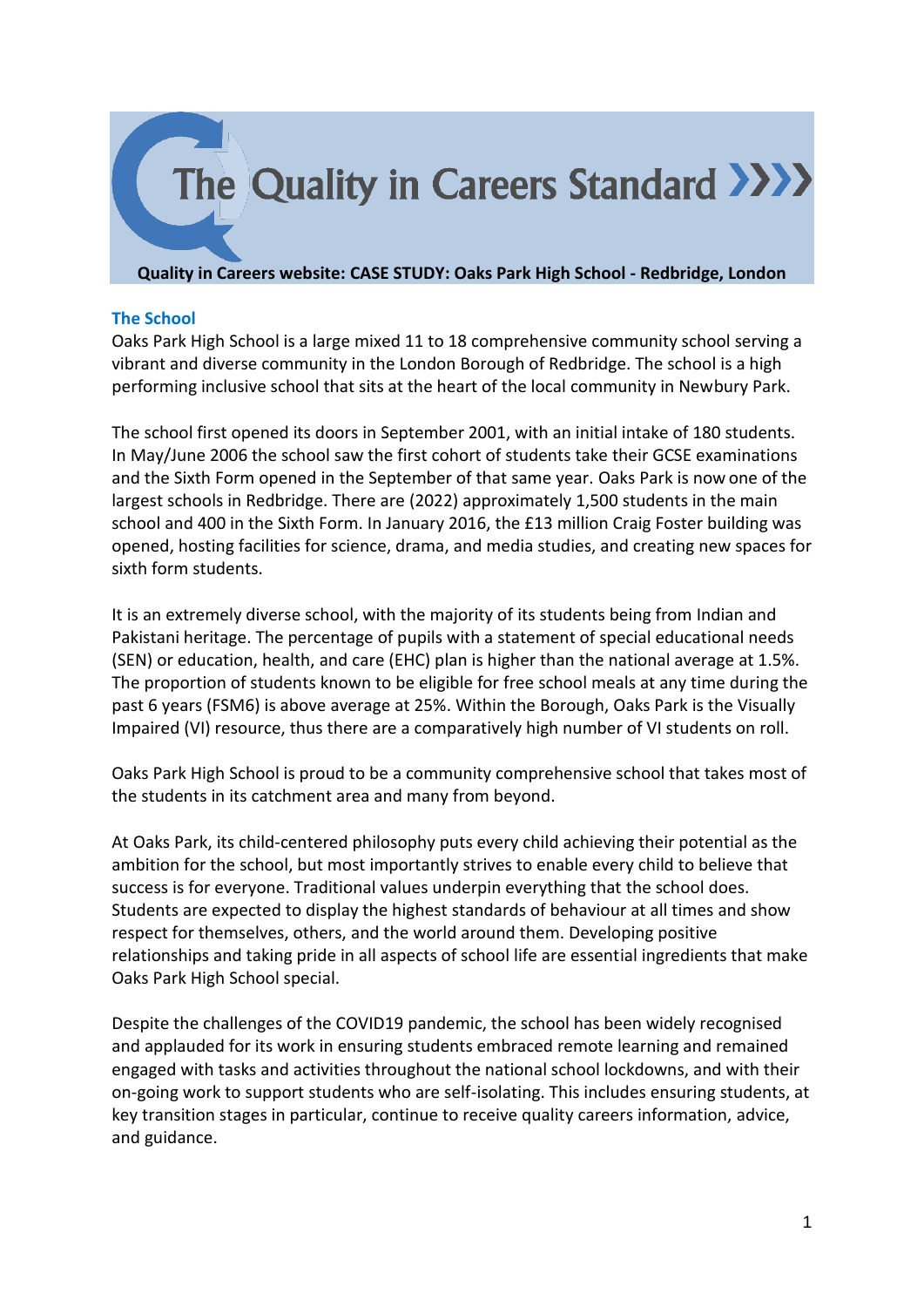# The Quality in Careers Standard

**Quality in Careers website: CASE STUDY: Oaks Park High School - Redbridge, London**

## The School

Oaks Park High School is a large mixed 11 to 18 comprehensive community school serving a vibrant and diverse community in the London Borough of Redbridge. The school is a high performing inclusive school that sits at the heart of the local community in Newbury Park.

The school first opened its doors in September 2001, with an initial intake of 180 students. In May/June 2006 the school saw the first cohort of students take their GCSE examinations and the Sixth Form opened in the September of that same year. Oaks Park is now one of the largest schools in Redbridge. There are (2022) approximately 1,500 students in the main school and 400 in the Sixth Form. In January 2016, the £13 million Craig Foster building was opened, hosting facilities for science, drama, and media studies, and creating new spaces for sixth form students.

It is an extremely diverse school, with the majority of its students being from Indian and Pakistani heritage. The percentage of pupils with a statement of special educational needs (SEN) or education, health, and care (EHC) plan is higher than the national average at 1.5%. The proportion of students known to be eligible for free school meals at any time during the past 6 years (FSM6) is above average at 25%. Within the Borough, Oaks Park is the Visually Impaired (VI) resource, thus there are a comparatively high number of VI students on roll.

Oaks Park High School is proud to be a community comprehensive school that takes most of the students in its catchment area and many from beyond.

At Oaks Park, its child-centered philosophy puts every child achieving their potential as the ambition for the school, but most importantly strives to enable every child to believe that success is for everyone. Traditional values underpin everything that the school does. Students are expected to display the highest standards of behaviour at all times and show respect for themselves, others, and the world around them. Developing positive relationships and taking pride in all aspects of school life are essential ingredients that make Oaks Park High School special.

Despite the challenges of the COVID19 pandemic, the school has been widely recognised and applauded for its work in ensuring students embraced remote learning and remained engaged with tasks and activities throughout the national school lockdowns, and with their on-going work to support students who are self-isolating. This includes ensuring students, at key transition stages in particular, continue to receive quality careers information, advice, and guidance.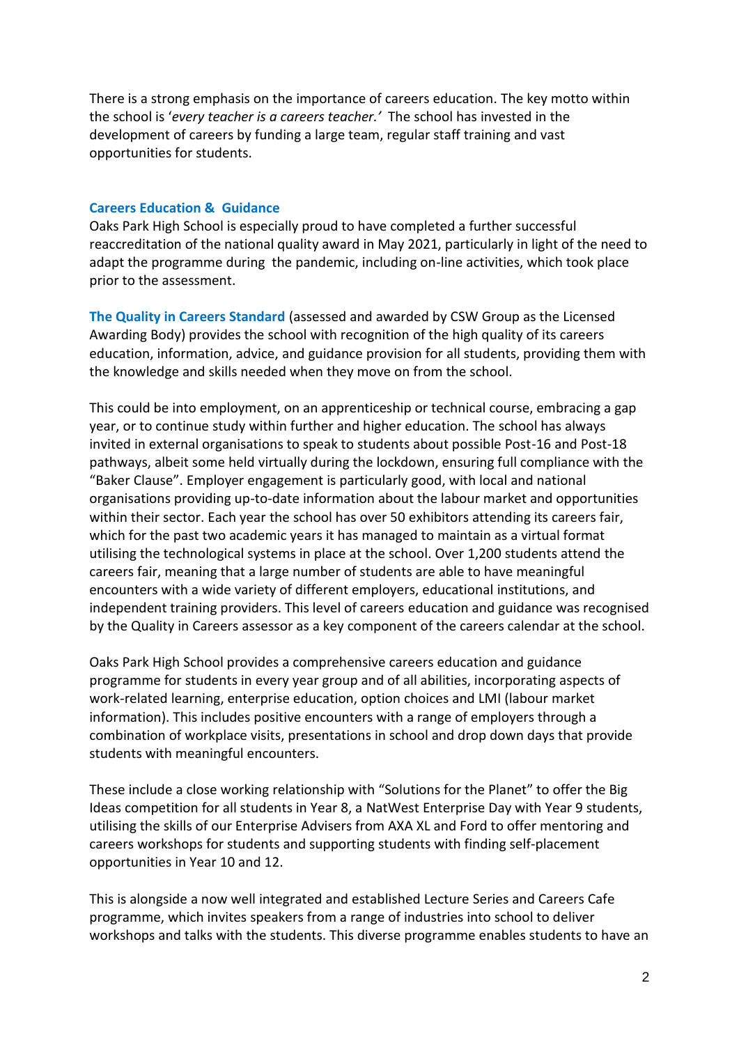There is a strong emphasis on the importance of careers education. The key motto within the school is '*every teacher is a careers teacher.'* The school has invested in the development of careers by funding a large team, regular staff training and vast opportunities for students.

## Careers Education & Guidance

Oaks Park High School is especially proud to have completed a further successful reaccreditation of the national quality award in May 2021, particularly in light of the need to adapt the programme during the pandemic, including on-line activities, which took place prior to the assessment.

**The Quality in Careers Standard** (assessed and awarded by CSW Group as the Licensed Awarding Body) provides the school with recognition of the high quality of its careers education, information, advice, and guidance provision for all students, providing them with the knowledge and skills needed when they move on from the school.

This could be into employment, on an apprenticeship or technical course, embracing a gap year, or to continue study within further and higher education. The school has always invited in external organisations to speak to students about possible Post-16 and Post-18 pathways, albeit some held virtually during the lockdown, ensuring full compliance with the "Baker Clause". Employer engagement is particularly good, with local and national organisations providing up-to-date information about the labour market and opportunities within their sector. Each year the school has over 50 exhibitors attending its careers fair, which for the past two academic years it has managed to maintain as a virtual format utilising the technological systems in place at the school. Over 1,200 students attend the careers fair, meaning that a large number of students are able to have meaningful encounters with a wide variety of different employers, educational institutions, and independent training providers. This level of careers education and guidance was recognised by the Quality in Careers assessor as a key component of the careers calendar at the school.

Oaks Park High School provides a comprehensive careers education and guidance programme for students in every year group and of all abilities, incorporating aspects of work-related learning, enterprise education, option choices and LMI (labour market information). This includes positive encounters with a range of employers through a combination of workplace visits, presentations in school and drop down days that provide students with meaningful encounters.

These include a close working relationship with "Solutions for the Planet" to offer the Big Ideas competition for all students in Year 8, a NatWest Enterprise Day with Year 9 students, utilising the skills of our Enterprise Advisers from AXA XL and Ford to offer mentoring and careers workshops for students and supporting students with finding self-placement opportunities in Year 10 and 12.

This is alongside a now well integrated and established Lecture Series and Careers Cafe programme, which invites speakers from a range of industries into school to deliver workshops and talks with the students. This diverse programme enables students to have an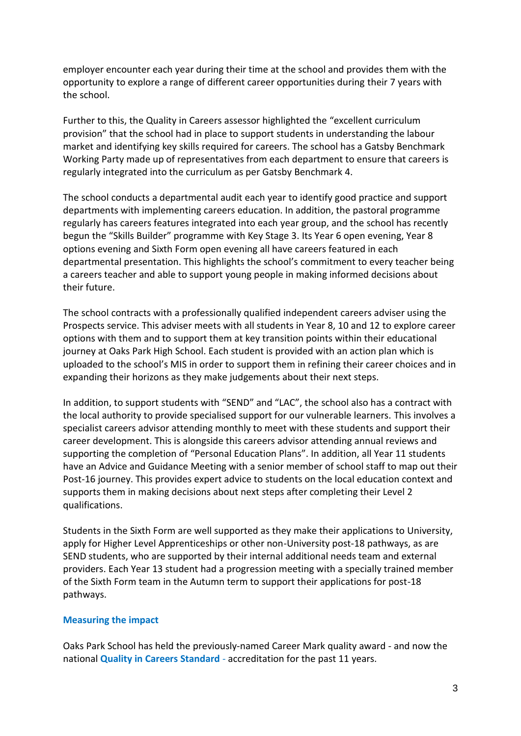employer encounter each year during their time at the school and provides them with the opportunity to explore a range of different career opportunities during their 7 years with the school.

Further to this, the Quality in Careers assessor highlighted the "excellent curriculum provision" that the school had in place to support students in understanding the labour market and identifying key skills required for careers. The school has a Gatsby Benchmark Working Party made up of representatives from each department to ensure that careers is regularly integrated into the curriculum as per Gatsby Benchmark 4.

The school conducts a departmental audit each year to identify good practice and support departments with implementing careers education. In addition, the pastoral programme regularly has careers features integrated into each year group, and the school has recently begun the "Skills Builder" programme with Key Stage 3. Its Year 6 open evening, Year 8 options evening and Sixth Form open evening all have careers featured in each departmental presentation. This highlights the school's commitment to every teacher being a careers teacher and able to support young people in making informed decisions about their future.

The school contracts with a professionally qualified independent careers adviser using the Prospects service. This adviser meets with all students in Year 8, 10 and 12 to explore career options with them and to support them at key transition points within their educational journey at Oaks Park High School. Each student is provided with an action plan which is uploaded to the school's MIS in order to support them in refining their career choices and in expanding their horizons as they make judgements about their next steps.

In addition, to support students with "SEND" and "LAC", the school also has a contract with the local authority to provide specialised support for our vulnerable learners. This involves a specialist careers advisor attending monthly to meet with these students and support their career development. This is alongside this careers advisor attending annual reviews and supporting the completion of "Personal Education Plans". In addition, all Year 11 students have an Advice and Guidance Meeting with a senior member of school staff to map out their Post-16 journey. This provides expert advice to students on the local education context and supports them in making decisions about next steps after completing their Level 2 qualifications.

Students in the Sixth Form are well supported as they make their applications to University, apply for Higher Level Apprenticeships or other non-University post-18 pathways, as are SEND students, who are supported by their internal additional needs team and external providers. Each Year 13 student had a progression meeting with a specially trained member of the Sixth Form team in the Autumn term to support their applications for post-18 pathways.

### Measuring the impact

Oaks Park School has held the previously-named Career Mark quality award - and now the national **Quality in Careers Standard** - accreditation for the past 11 years.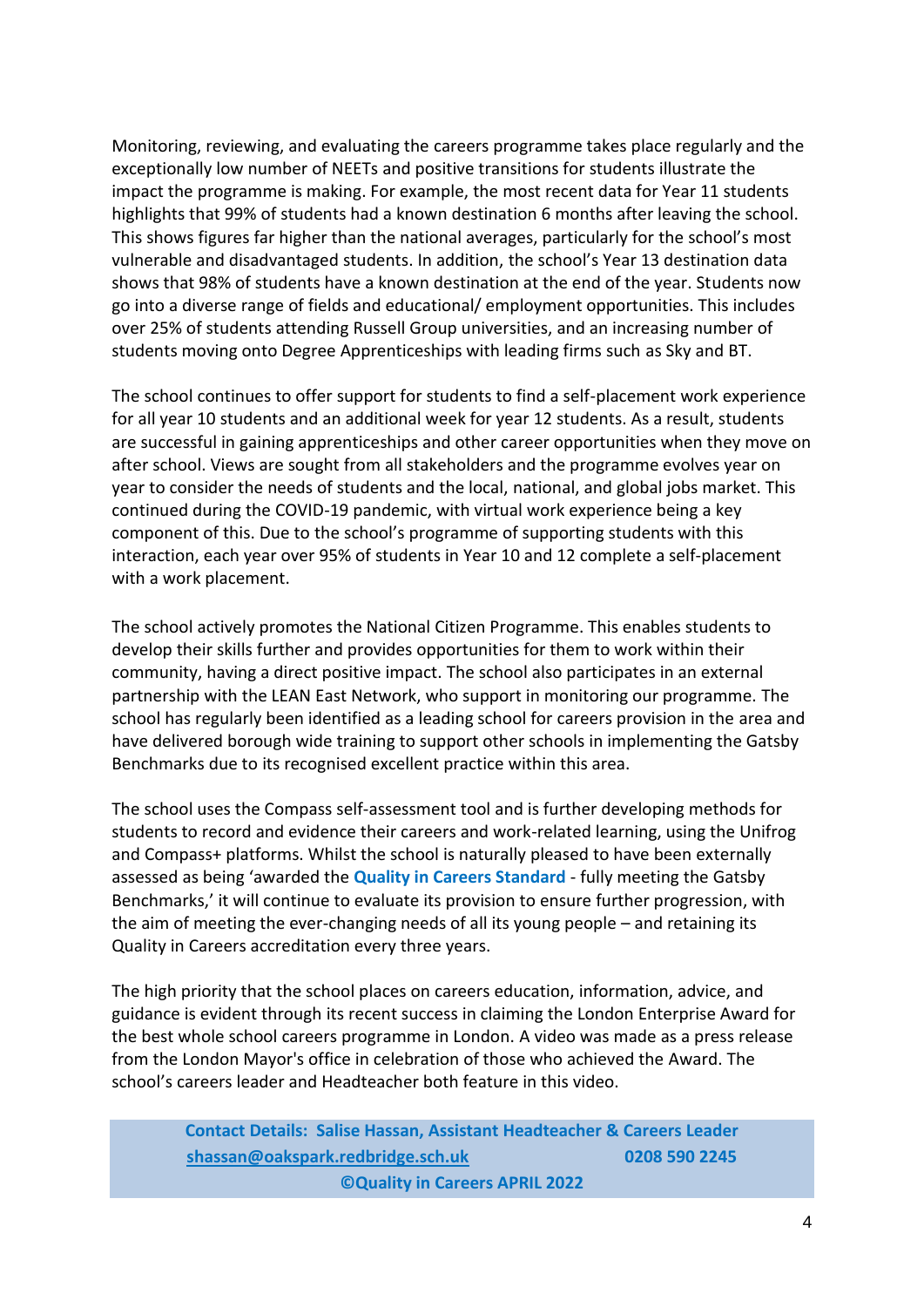Monitoring, reviewing, and evaluating the careers programme takes place regularly and the exceptionally low number of NEETs and positive transitions for students illustrate the impact the programme is making. For example, the most recent data for Year 11 students highlights that 99% of students had a known destination 6 months after leaving the school. This shows figures far higher than the national averages, particularly for the school's most vulnerable and disadvantaged students. In addition, the school's Year 13 destination data shows that 98% of students have a known destination at the end of the year. Students now go into a diverse range of fields and educational/ employment opportunities. This includes over 25% of students attending Russell Group universities, and an increasing number of students moving onto Degree Apprenticeships with leading firms such as Sky and BT.

The school continues to offer support for students to find a self-placement work experience for all year 10 students and an additional week for year 12 students. As a result, students are successful in gaining apprenticeships and other career opportunities when they move on after school. Views are sought from all stakeholders and the programme evolves year on year to consider the needs of students and the local, national, and global jobs market. This continued during the COVID-19 pandemic, with virtual work experience being a key component of this. Due to the school's programme of supporting students with this interaction, each year over 95% of students in Year 10 and 12 complete a self-placement with a work placement.

The school actively promotes the National Citizen Programme. This enables students to develop their skills further and provides opportunities for them to work within their community, having a direct positive impact. The school also participates in an external partnership with the LEAN East Network, who support in monitoring our programme. The school has regularly been identified as a leading school for careers provision in the area and have delivered borough wide training to support other schools in implementing the Gatsby Benchmarks due to its recognised excellent practice within this area.

The school uses the Compass self-assessment tool and is further developing methods for students to record and evidence their careers and work-related learning, using the Unifrog and Compass+ platforms. Whilst the school is naturally pleased to have been externally assessed as being 'awarded the **Quality in Careers Standard** - fully meeting the Gatsby Benchmarks,' it will continue to evaluate its provision to ensure further progression, with the aim of meeting the ever-changing needs of all its young people – and retaining its Quality in Careers accreditation every three years.

The high priority that the school places on careers education, information, advice, and guidance is evident through its recent success in claiming the London Enterprise Award for the best whole school careers programme in London. A video was made as a press release from the London Mayor's office in celebration of those who achieved the Award. The school's careers leader and Headteacher both feature in this video.

**Contact Details: Salise Hassan, Assistant Headteacher & Careers Leader**
**shassan@oakspark.redbridge.sch.uk 0208 590 2245**
**©Quality in Careers APRIL 2022**